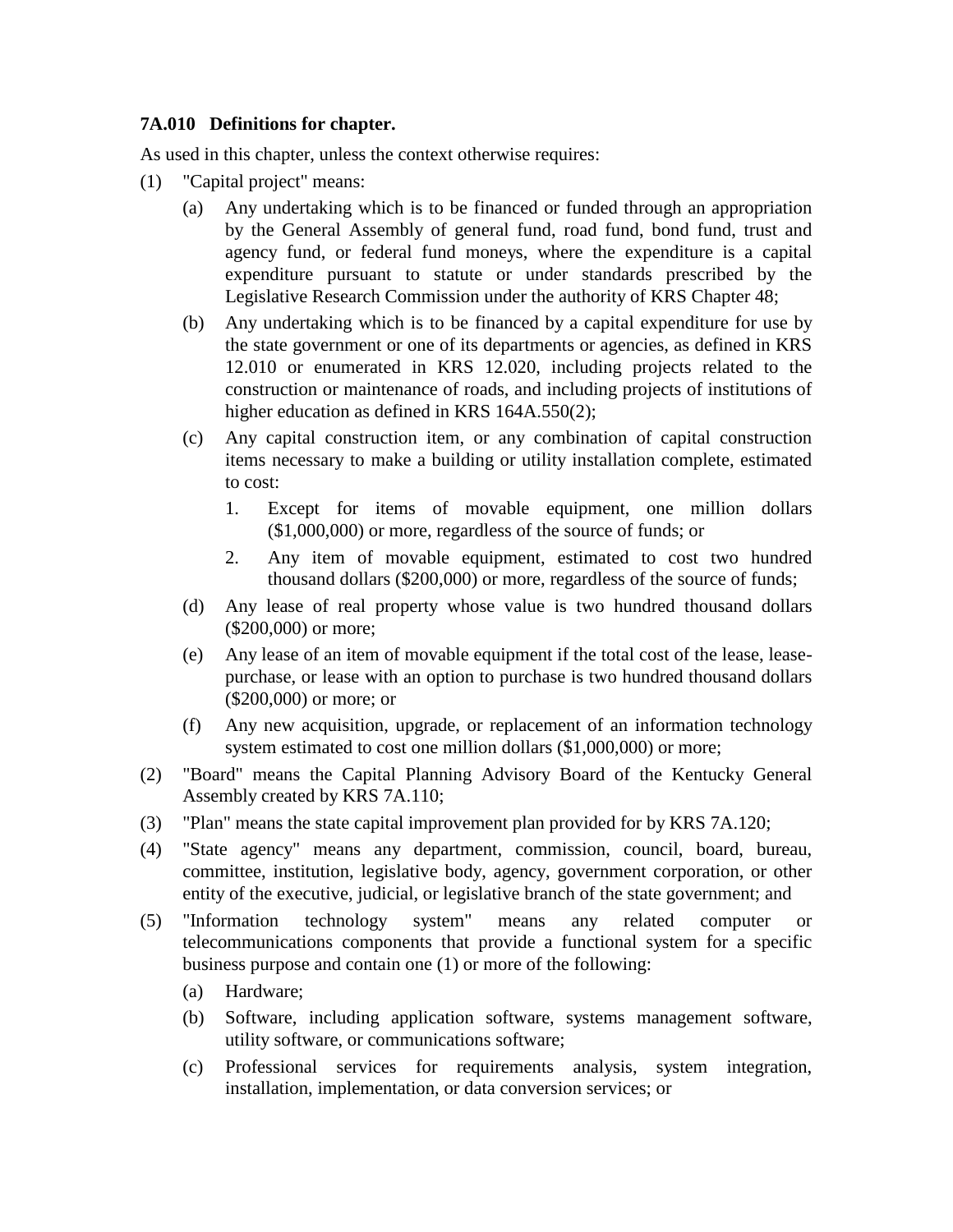**7A.010 Definitions for chapter.**

As used in this chapter, unless the context otherwise requires:

(1) "Capital project" means:

   (a) Any undertaking which is to be financed or funded through an appropriation by the General Assembly of general fund, road fund, bond fund, trust and agency fund, or federal fund moneys, where the expenditure is a capital expenditure pursuant to statute or under standards prescribed by the Legislative Research Commission under the authority of KRS Chapter 48;

   (b) Any undertaking which is to be financed by a capital expenditure for use by the state government or one of its departments or agencies, as defined in KRS 12.010 or enumerated in KRS 12.020, including projects related to the construction or maintenance of roads, and including projects of institutions of higher education as defined in KRS 164A.550(2);

   (c) Any capital construction item, or any combination of capital construction items necessary to make a building or utility installation complete, estimated to cost:

      1. Except for items of movable equipment, one million dollars ($1,000,000) or more, regardless of the source of funds; or

      2. Any item of movable equipment, estimated to cost two hundred thousand dollars ($200,000) or more, regardless of the source of funds;

   (d) Any lease of real property whose value is two hundred thousand dollars ($200,000) or more;

   (e) Any lease of an item of movable equipment if the total cost of the lease, lease-purchase, or lease with an option to purchase is two hundred thousand dollars ($200,000) or more; or

   (f) Any new acquisition, upgrade, or replacement of an information technology system estimated to cost one million dollars ($1,000,000) or more;

(2) "Board" means the Capital Planning Advisory Board of the Kentucky General Assembly created by KRS 7A.110;

(3) "Plan" means the state capital improvement plan provided for by KRS 7A.120;

(4) "State agency" means any department, commission, council, board, bureau, committee, institution, legislative body, agency, government corporation, or other entity of the executive, judicial, or legislative branch of the state government; and

(5) "Information technology system" means any related computer or telecommunications components that provide a functional system for a specific business purpose and contain one (1) or more of the following:

   (a) Hardware;

   (b) Software, including application software, systems management software, utility software, or communications software;

   (c) Professional services for requirements analysis, system integration, installation, implementation, or data conversion services; or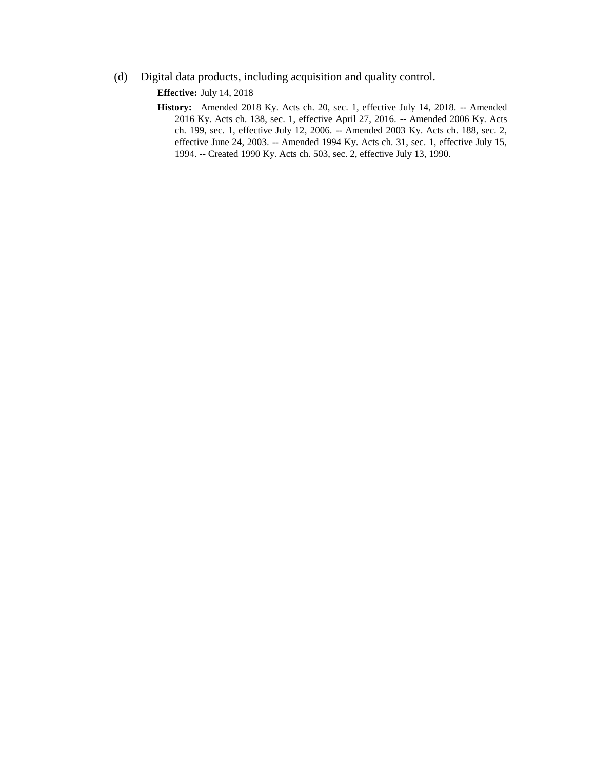(d) Digital data products, including acquisition and quality control.

**Effective:** July 14, 2018

**History:** Amended 2018 Ky. Acts ch. 20, sec. 1, effective July 14, 2018. -- Amended 2016 Ky. Acts ch. 138, sec. 1, effective April 27, 2016. -- Amended 2006 Ky. Acts ch. 199, sec. 1, effective July 12, 2006. -- Amended 2003 Ky. Acts ch. 188, sec. 2, effective June 24, 2003. -- Amended 1994 Ky. Acts ch. 31, sec. 1, effective July 15, 1994. -- Created 1990 Ky. Acts ch. 503, sec. 2, effective July 13, 1990.